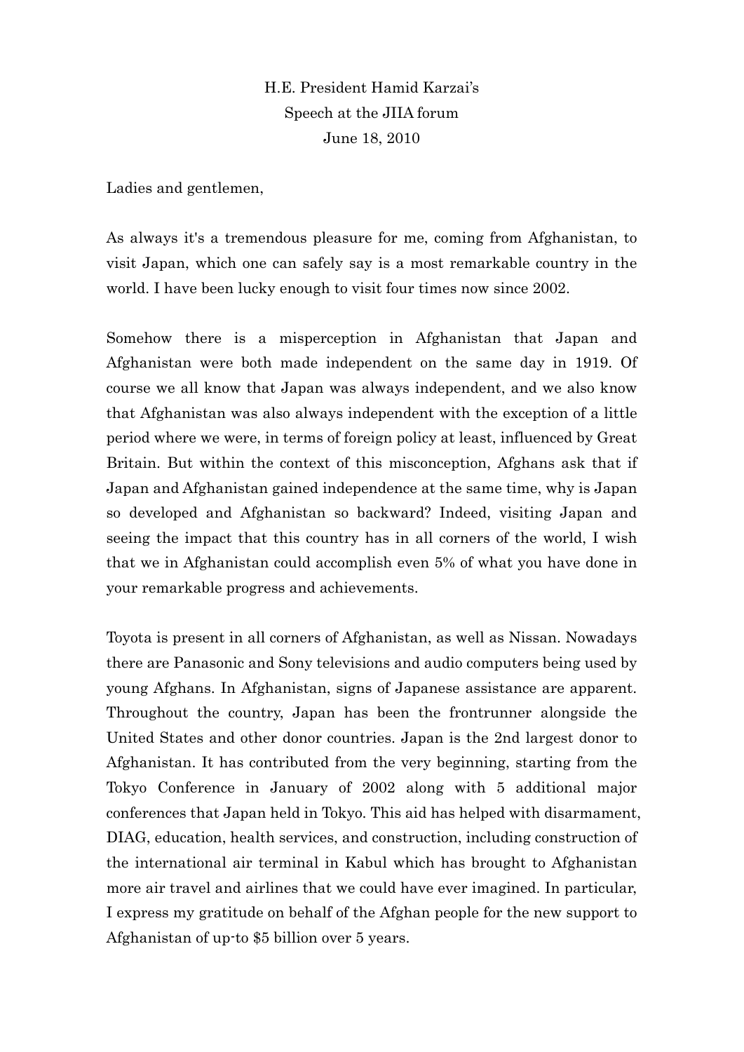H.E. President Hamid Karzai's
Speech at the JIIA forum
June 18, 2010

Ladies and gentlemen,

As always it's a tremendous pleasure for me, coming from Afghanistan, to visit Japan, which one can safely say is a most remarkable country in the world. I have been lucky enough to visit four times now since 2002.

Somehow there is a misperception in Afghanistan that Japan and Afghanistan were both made independent on the same day in 1919. Of course we all know that Japan was always independent, and we also know that Afghanistan was also always independent with the exception of a little period where we were, in terms of foreign policy at least, influenced by Great Britain. But within the context of this misconception, Afghans ask that if Japan and Afghanistan gained independence at the same time, why is Japan so developed and Afghanistan so backward? Indeed, visiting Japan and seeing the impact that this country has in all corners of the world, I wish that we in Afghanistan could accomplish even 5% of what you have done in your remarkable progress and achievements.

Toyota is present in all corners of Afghanistan, as well as Nissan. Nowadays there are Panasonic and Sony televisions and audio computers being used by young Afghans. In Afghanistan, signs of Japanese assistance are apparent. Throughout the country, Japan has been the frontrunner alongside the United States and other donor countries. Japan is the 2nd largest donor to Afghanistan. It has contributed from the very beginning, starting from the Tokyo Conference in January of 2002 along with 5 additional major conferences that Japan held in Tokyo. This aid has helped with disarmament, DIAG, education, health services, and construction, including construction of the international air terminal in Kabul which has brought to Afghanistan more air travel and airlines that we could have ever imagined. In particular, I express my gratitude on behalf of the Afghan people for the new support to Afghanistan of up-to $5 billion over 5 years.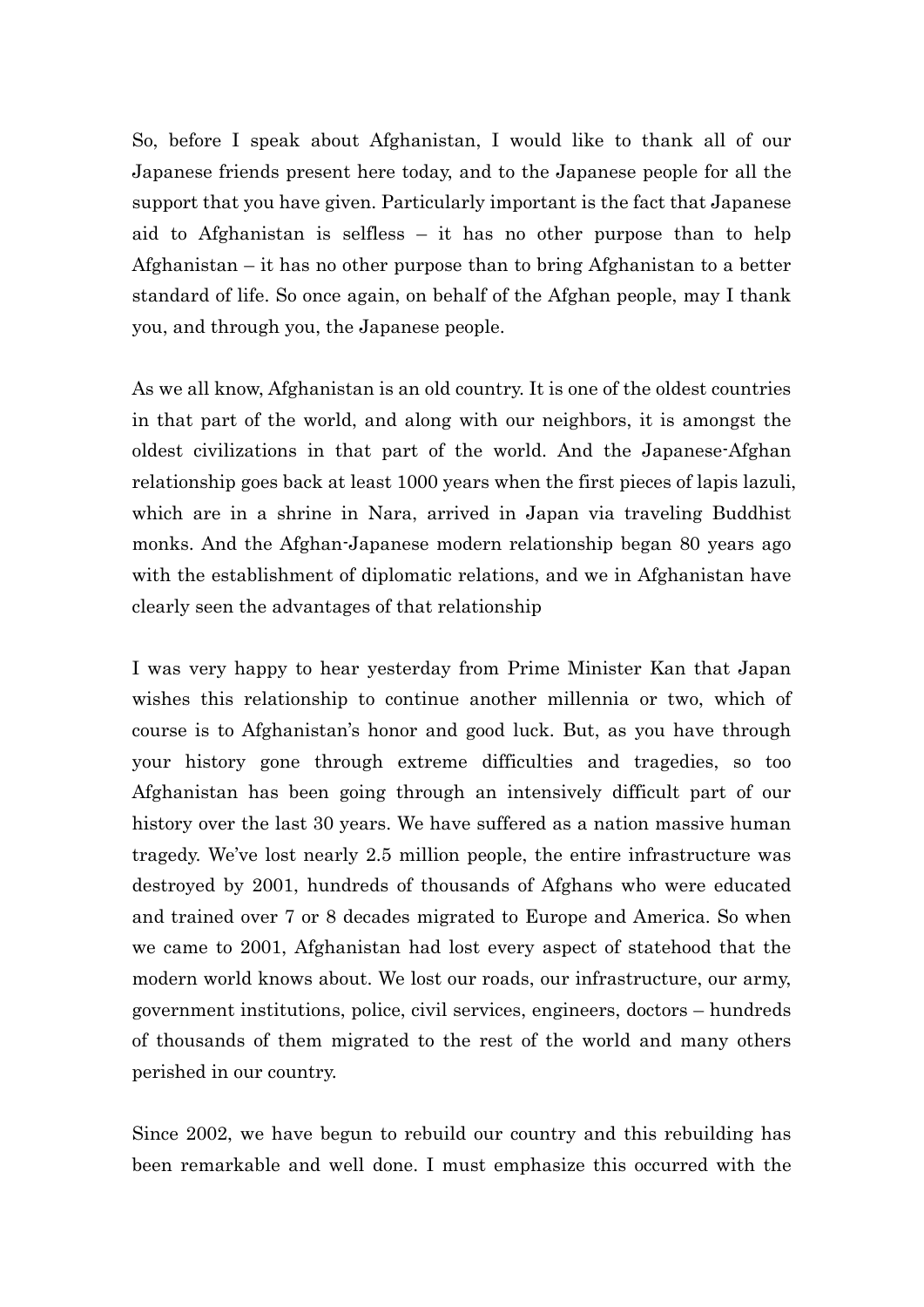So, before I speak about Afghanistan, I would like to thank all of our Japanese friends present here today, and to the Japanese people for all the support that you have given. Particularly important is the fact that Japanese aid to Afghanistan is selfless – it has no other purpose than to help Afghanistan – it has no other purpose than to bring Afghanistan to a better standard of life. So once again, on behalf of the Afghan people, may I thank you, and through you, the Japanese people.

As we all know, Afghanistan is an old country. It is one of the oldest countries in that part of the world, and along with our neighbors, it is amongst the oldest civilizations in that part of the world. And the Japanese-Afghan relationship goes back at least 1000 years when the first pieces of lapis lazuli, which are in a shrine in Nara, arrived in Japan via traveling Buddhist monks. And the Afghan-Japanese modern relationship began 80 years ago with the establishment of diplomatic relations, and we in Afghanistan have clearly seen the advantages of that relationship

I was very happy to hear yesterday from Prime Minister Kan that Japan wishes this relationship to continue another millennia or two, which of course is to Afghanistan's honor and good luck. But, as you have through your history gone through extreme difficulties and tragedies, so too Afghanistan has been going through an intensively difficult part of our history over the last 30 years. We have suffered as a nation massive human tragedy. We've lost nearly 2.5 million people, the entire infrastructure was destroyed by 2001, hundreds of thousands of Afghans who were educated and trained over 7 or 8 decades migrated to Europe and America. So when we came to 2001, Afghanistan had lost every aspect of statehood that the modern world knows about. We lost our roads, our infrastructure, our army, government institutions, police, civil services, engineers, doctors – hundreds of thousands of them migrated to the rest of the world and many others perished in our country.

Since 2002, we have begun to rebuild our country and this rebuilding has been remarkable and well done. I must emphasize this occurred with the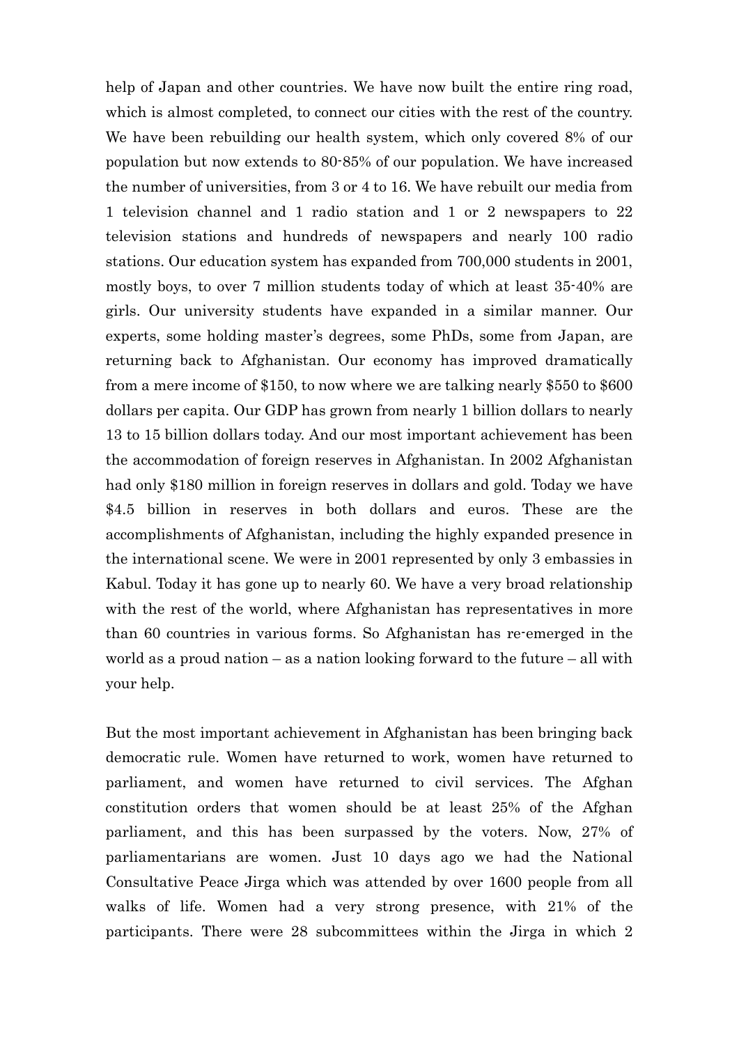help of Japan and other countries. We have now built the entire ring road, which is almost completed, to connect our cities with the rest of the country. We have been rebuilding our health system, which only covered 8% of our population but now extends to 80-85% of our population. We have increased the number of universities, from 3 or 4 to 16. We have rebuilt our media from 1 television channel and 1 radio station and 1 or 2 newspapers to 22 television stations and hundreds of newspapers and nearly 100 radio stations. Our education system has expanded from 700,000 students in 2001, mostly boys, to over 7 million students today of which at least 35-40% are girls. Our university students have expanded in a similar manner. Our experts, some holding master's degrees, some PhDs, some from Japan, are returning back to Afghanistan. Our economy has improved dramatically from a mere income of $150, to now where we are talking nearly $550 to $600 dollars per capita. Our GDP has grown from nearly 1 billion dollars to nearly 13 to 15 billion dollars today. And our most important achievement has been the accommodation of foreign reserves in Afghanistan. In 2002 Afghanistan had only $180 million in foreign reserves in dollars and gold. Today we have $4.5 billion in reserves in both dollars and euros. These are the accomplishments of Afghanistan, including the highly expanded presence in the international scene. We were in 2001 represented by only 3 embassies in Kabul. Today it has gone up to nearly 60. We have a very broad relationship with the rest of the world, where Afghanistan has representatives in more than 60 countries in various forms. So Afghanistan has re-emerged in the world as a proud nation – as a nation looking forward to the future – all with your help.

But the most important achievement in Afghanistan has been bringing back democratic rule. Women have returned to work, women have returned to parliament, and women have returned to civil services. The Afghan constitution orders that women should be at least 25% of the Afghan parliament, and this has been surpassed by the voters. Now, 27% of parliamentarians are women. Just 10 days ago we had the National Consultative Peace Jirga which was attended by over 1600 people from all walks of life. Women had a very strong presence, with 21% of the participants. There were 28 subcommittees within the Jirga in which 2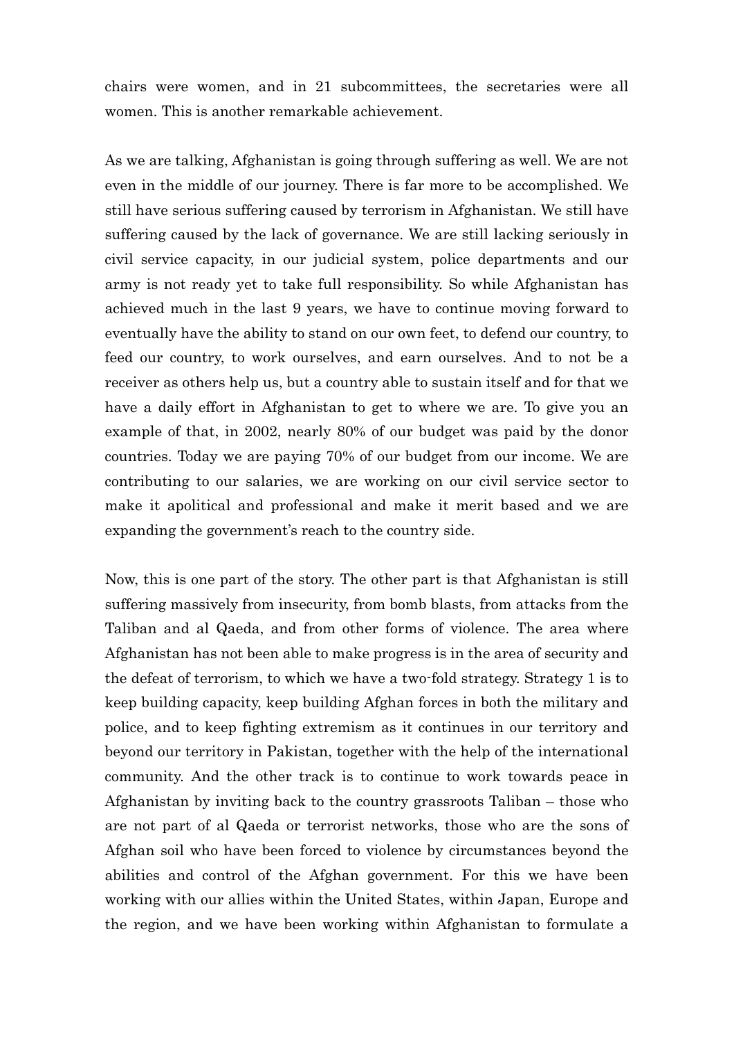chairs were women, and in 21 subcommittees, the secretaries were all women. This is another remarkable achievement.

As we are talking, Afghanistan is going through suffering as well. We are not even in the middle of our journey. There is far more to be accomplished. We still have serious suffering caused by terrorism in Afghanistan. We still have suffering caused by the lack of governance. We are still lacking seriously in civil service capacity, in our judicial system, police departments and our army is not ready yet to take full responsibility. So while Afghanistan has achieved much in the last 9 years, we have to continue moving forward to eventually have the ability to stand on our own feet, to defend our country, to feed our country, to work ourselves, and earn ourselves. And to not be a receiver as others help us, but a country able to sustain itself and for that we have a daily effort in Afghanistan to get to where we are. To give you an example of that, in 2002, nearly 80% of our budget was paid by the donor countries. Today we are paying 70% of our budget from our income. We are contributing to our salaries, we are working on our civil service sector to make it apolitical and professional and make it merit based and we are expanding the government's reach to the country side.

Now, this is one part of the story. The other part is that Afghanistan is still suffering massively from insecurity, from bomb blasts, from attacks from the Taliban and al Qaeda, and from other forms of violence. The area where Afghanistan has not been able to make progress is in the area of security and the defeat of terrorism, to which we have a two-fold strategy. Strategy 1 is to keep building capacity, keep building Afghan forces in both the military and police, and to keep fighting extremism as it continues in our territory and beyond our territory in Pakistan, together with the help of the international community. And the other track is to continue to work towards peace in Afghanistan by inviting back to the country grassroots Taliban – those who are not part of al Qaeda or terrorist networks, those who are the sons of Afghan soil who have been forced to violence by circumstances beyond the abilities and control of the Afghan government. For this we have been working with our allies within the United States, within Japan, Europe and the region, and we have been working within Afghanistan to formulate a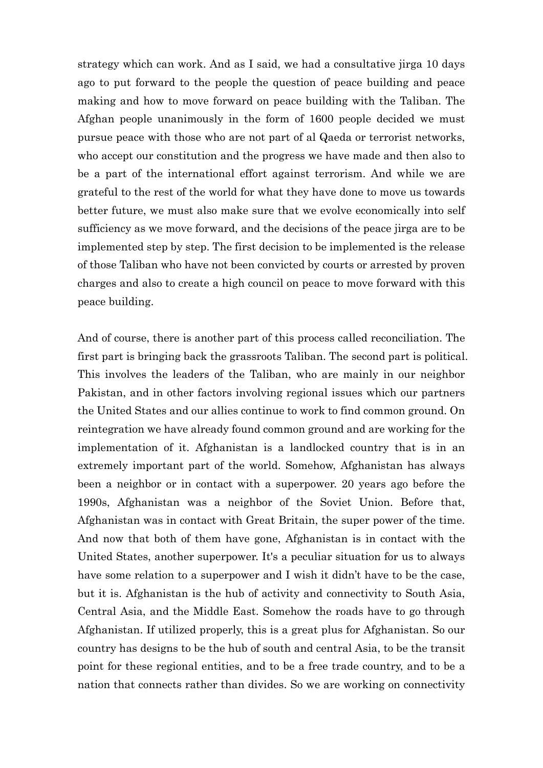strategy which can work. And as I said, we had a consultative jirga 10 days ago to put forward to the people the question of peace building and peace making and how to move forward on peace building with the Taliban. The Afghan people unanimously in the form of 1600 people decided we must pursue peace with those who are not part of al Qaeda or terrorist networks, who accept our constitution and the progress we have made and then also to be a part of the international effort against terrorism. And while we are grateful to the rest of the world for what they have done to move us towards better future, we must also make sure that we evolve economically into self sufficiency as we move forward, and the decisions of the peace jirga are to be implemented step by step. The first decision to be implemented is the release of those Taliban who have not been convicted by courts or arrested by proven charges and also to create a high council on peace to move forward with this peace building.

And of course, there is another part of this process called reconciliation. The first part is bringing back the grassroots Taliban. The second part is political. This involves the leaders of the Taliban, who are mainly in our neighbor Pakistan, and in other factors involving regional issues which our partners the United States and our allies continue to work to find common ground. On reintegration we have already found common ground and are working for the implementation of it. Afghanistan is a landlocked country that is in an extremely important part of the world. Somehow, Afghanistan has always been a neighbor or in contact with a superpower. 20 years ago before the 1990s, Afghanistan was a neighbor of the Soviet Union. Before that, Afghanistan was in contact with Great Britain, the super power of the time. And now that both of them have gone, Afghanistan is in contact with the United States, another superpower. It's a peculiar situation for us to always have some relation to a superpower and I wish it didn't have to be the case, but it is. Afghanistan is the hub of activity and connectivity to South Asia, Central Asia, and the Middle East. Somehow the roads have to go through Afghanistan. If utilized properly, this is a great plus for Afghanistan. So our country has designs to be the hub of south and central Asia, to be the transit point for these regional entities, and to be a free trade country, and to be a nation that connects rather than divides. So we are working on connectivity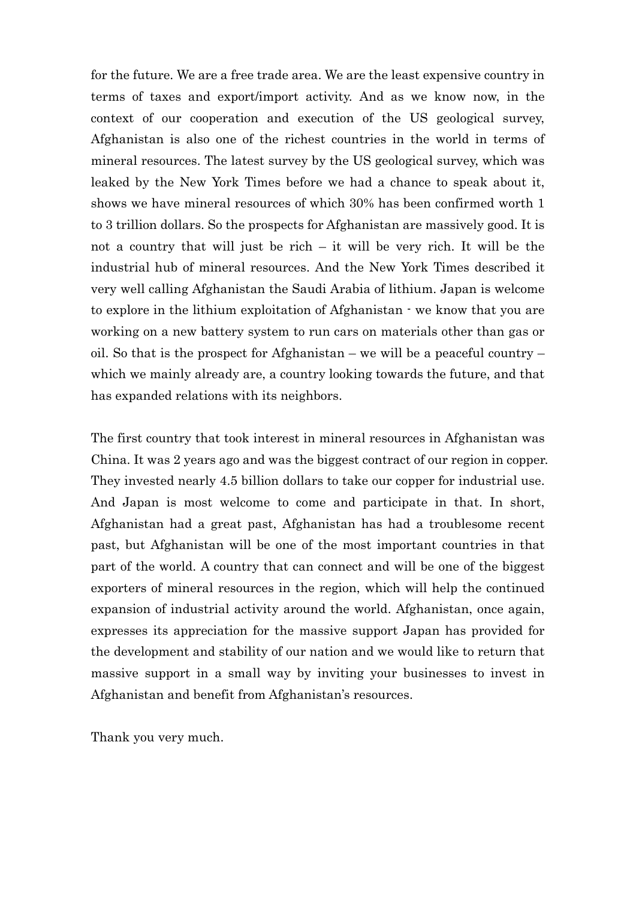for the future. We are a free trade area. We are the least expensive country in terms of taxes and export/import activity. And as we know now, in the context of our cooperation and execution of the US geological survey, Afghanistan is also one of the richest countries in the world in terms of mineral resources. The latest survey by the US geological survey, which was leaked by the New York Times before we had a chance to speak about it, shows we have mineral resources of which 30% has been confirmed worth 1 to 3 trillion dollars. So the prospects for Afghanistan are massively good. It is not a country that will just be rich – it will be very rich. It will be the industrial hub of mineral resources. And the New York Times described it very well calling Afghanistan the Saudi Arabia of lithium. Japan is welcome to explore in the lithium exploitation of Afghanistan - we know that you are working on a new battery system to run cars on materials other than gas or oil. So that is the prospect for Afghanistan – we will be a peaceful country – which we mainly already are, a country looking towards the future, and that has expanded relations with its neighbors.

The first country that took interest in mineral resources in Afghanistan was China. It was 2 years ago and was the biggest contract of our region in copper. They invested nearly 4.5 billion dollars to take our copper for industrial use. And Japan is most welcome to come and participate in that. In short, Afghanistan had a great past, Afghanistan has had a troublesome recent past, but Afghanistan will be one of the most important countries in that part of the world. A country that can connect and will be one of the biggest exporters of mineral resources in the region, which will help the continued expansion of industrial activity around the world. Afghanistan, once again, expresses its appreciation for the massive support Japan has provided for the development and stability of our nation and we would like to return that massive support in a small way by inviting your businesses to invest in Afghanistan and benefit from Afghanistan's resources.

Thank you very much.